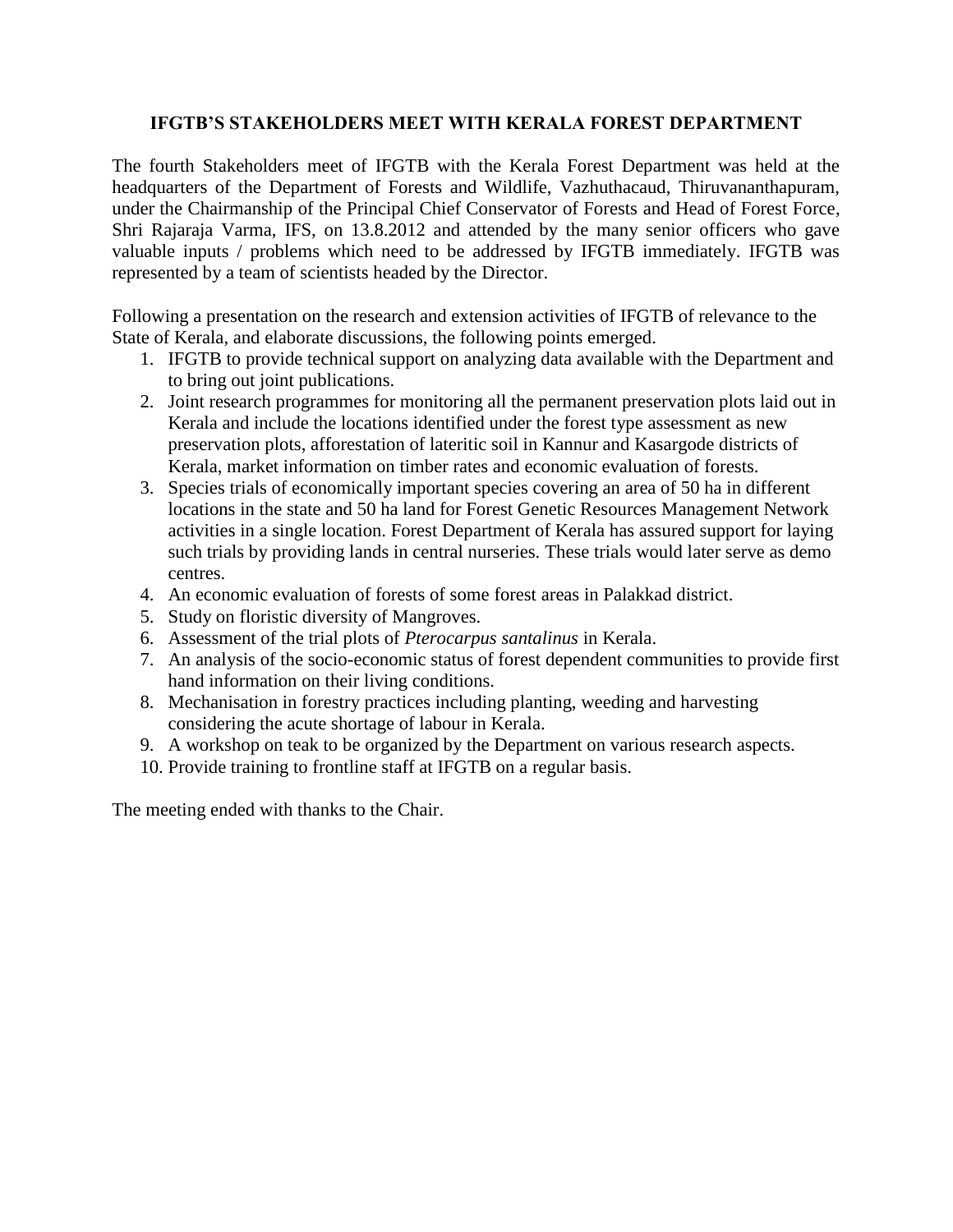# IFGTB'S STAKEHOLDERS MEET WITH KERALA FOREST DEPARTMENT

The fourth Stakeholders meet of IFGTB with the Kerala Forest Department was held at the headquarters of the Department of Forests and Wildlife, Vazhuthacaud, Thiruvananthapuram, under the Chairmanship of the Principal Chief Conservator of Forests and Head of Forest Force, Shri Rajaraja Varma, IFS, on 13.8.2012 and attended by the many senior officers who gave valuable inputs / problems which need to be addressed by IFGTB immediately. IFGTB was represented by a team of scientists headed by the Director.

Following a presentation on the research and extension activities of IFGTB of relevance to the State of Kerala, and elaborate discussions, the following points emerged.

1. IFGTB to provide technical support on analyzing data available with the Department and to bring out joint publications.
2. Joint research programmes for monitoring all the permanent preservation plots laid out in Kerala and include the locations identified under the forest type assessment as new preservation plots, afforestation of lateritic soil in Kannur and Kasargode districts of Kerala, market information on timber rates and economic evaluation of forests.
3. Species trials of economically important species covering an area of 50 ha in different locations in the state and 50 ha land for Forest Genetic Resources Management Network activities in a single location. Forest Department of Kerala has assured support for laying such trials by providing lands in central nurseries. These trials would later serve as demo centres.
4. An economic evaluation of forests of some forest areas in Palakkad district.
5. Study on floristic diversity of Mangroves.
6. Assessment of the trial plots of *Pterocarpus santalinus* in Kerala.
7. An analysis of the socio-economic status of forest dependent communities to provide first hand information on their living conditions.
8. Mechanisation in forestry practices including planting, weeding and harvesting considering the acute shortage of labour in Kerala.
9. A workshop on teak to be organized by the Department on various research aspects.
10. Provide training to frontline staff at IFGTB on a regular basis.

The meeting ended with thanks to the Chair.